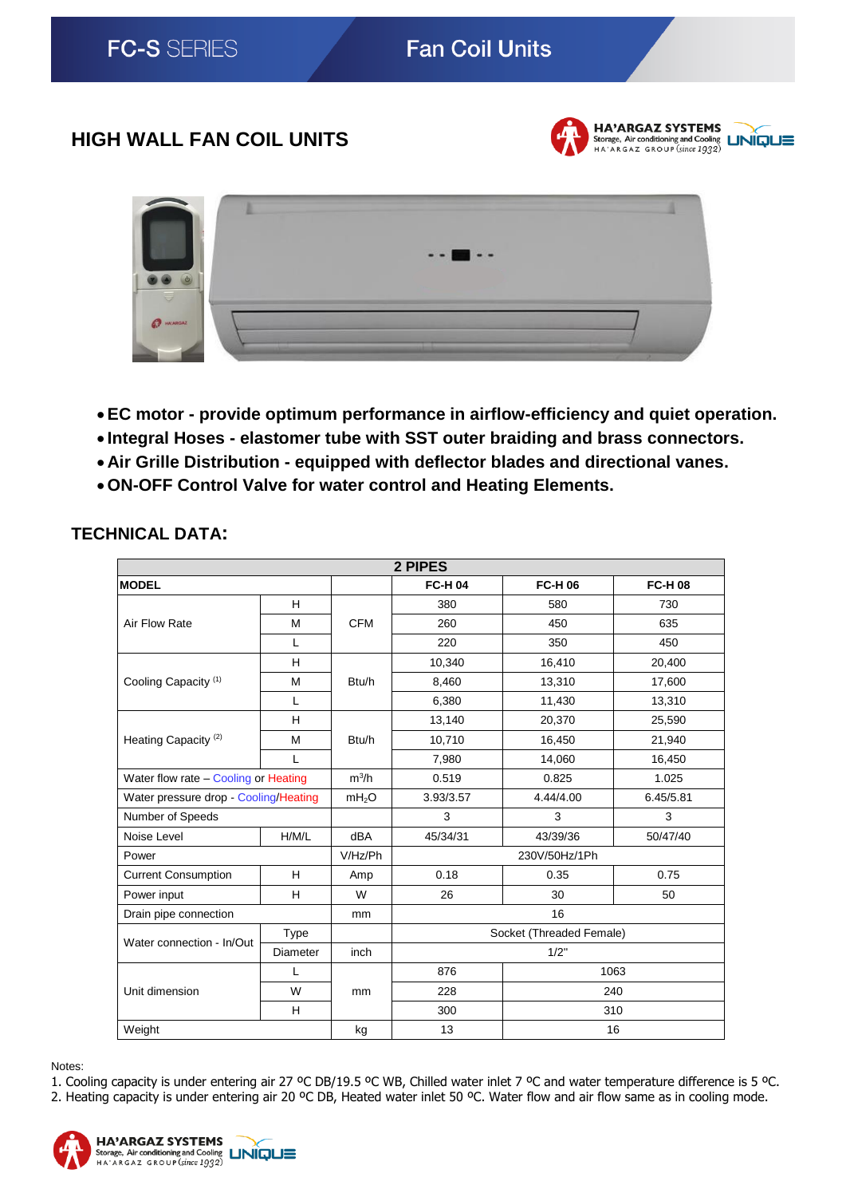FC-S SERIES — Fan Coil Units

## HIGH WALL FAN COIL UNITS

- **EC motor - provide optimum performance in airflow-efficiency and quiet operation.**
- **Integral Hoses - elastomer tube with SST outer braiding and brass connectors.**
- **Air Grille Distribution - equipped with deflector blades and directional vanes.**
- **ON-OFF Control Valve for water control and Heating Elements.**

## TECHNICAL DATA:

| 2 PIPES | | | | | |
|---|---|---|---|---|---|
| **MODEL** | | | **FC-H 04** | **FC-H 06** | **FC-H 08** |
| Air Flow Rate | H | CFM | 380 | 580 | 730 |
| | M | | 260 | 450 | 635 |
| | L | | 220 | 350 | 450 |
| Cooling Capacity (1) | H | Btu/h | 10,340 | 16,410 | 20,400 |
| | M | | 8,460 | 13,310 | 17,600 |
| | L | | 6,380 | 11,430 | 13,310 |
| Heating Capacity (2) | H | Btu/h | 13,140 | 20,370 | 25,590 |
| | M | | 10,710 | 16,450 | 21,940 |
| | L | | 7,980 | 14,060 | 16,450 |
| Water flow rate – Cooling or Heating | | $m^3/h$ | 0.519 | 0.825 | 1.025 |
| Water pressure drop - Cooling/Heating | | $mH_2O$ | 3.93/3.57 | 4.44/4.00 | 6.45/5.81 |
| Number of Speeds | | | 3 | 3 | 3 |
| Noise Level | H/M/L | dBA | 45/34/31 | 43/39/36 | 50/47/40 |
| Power | | V/Hz/Ph | 230V/50Hz/1Ph | | |
| Current Consumption | H | Amp | 0.18 | 0.35 | 0.75 |
| Power input | H | W | 26 | 30 | 50 |
| Drain pipe connection | | mm | 16 | | |
| Water connection - In/Out | Type | | Socket (Threaded Female) | | |
| | Diameter | inch | 1/2" | | |
| Unit dimension | L | mm | 876 | 1063 | |
| | W | | 228 | 240 | |
| | H | | 300 | 310 | |
| Weight | | kg | 13 | 16 | |

Notes:
1. Cooling capacity is under entering air 27 ºC DB/19.5 ºC WB, Chilled water inlet 7 ºC and water temperature difference is 5 ºC.
2. Heating capacity is under entering air 20 ºC DB, Heated water inlet 50 ºC. Water flow and air flow same as in cooling mode.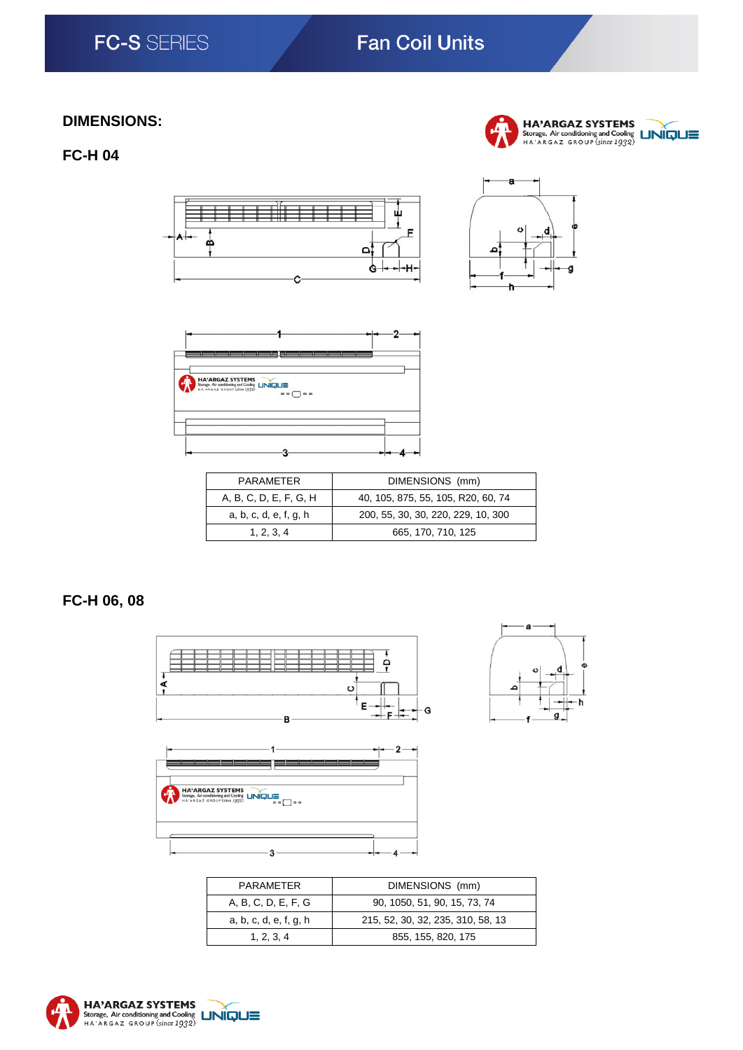## DIMENSIONS:

### FC-H 04

| PARAMETER | DIMENSIONS (mm) |
|---|---|
| A, B, C, D, E, F, G, H | 40, 105, 875, 55, 105, R20, 60, 74 |
| a, b, c, d, e, f, g, h | 200, 55, 30, 30, 220, 229, 10, 300 |
| 1, 2, 3, 4 | 665, 170, 710, 125 |

### FC-H 06, 08

| PARAMETER | DIMENSIONS (mm) |
|---|---|
| A, B, C, D, E, F, G | 90, 1050, 51, 90, 15, 73, 74 |
| a, b, c, d, e, f, g, h | 215, 52, 30, 32, 235, 310, 58, 13 |
| 1, 2, 3, 4 | 855, 155, 820, 175 |